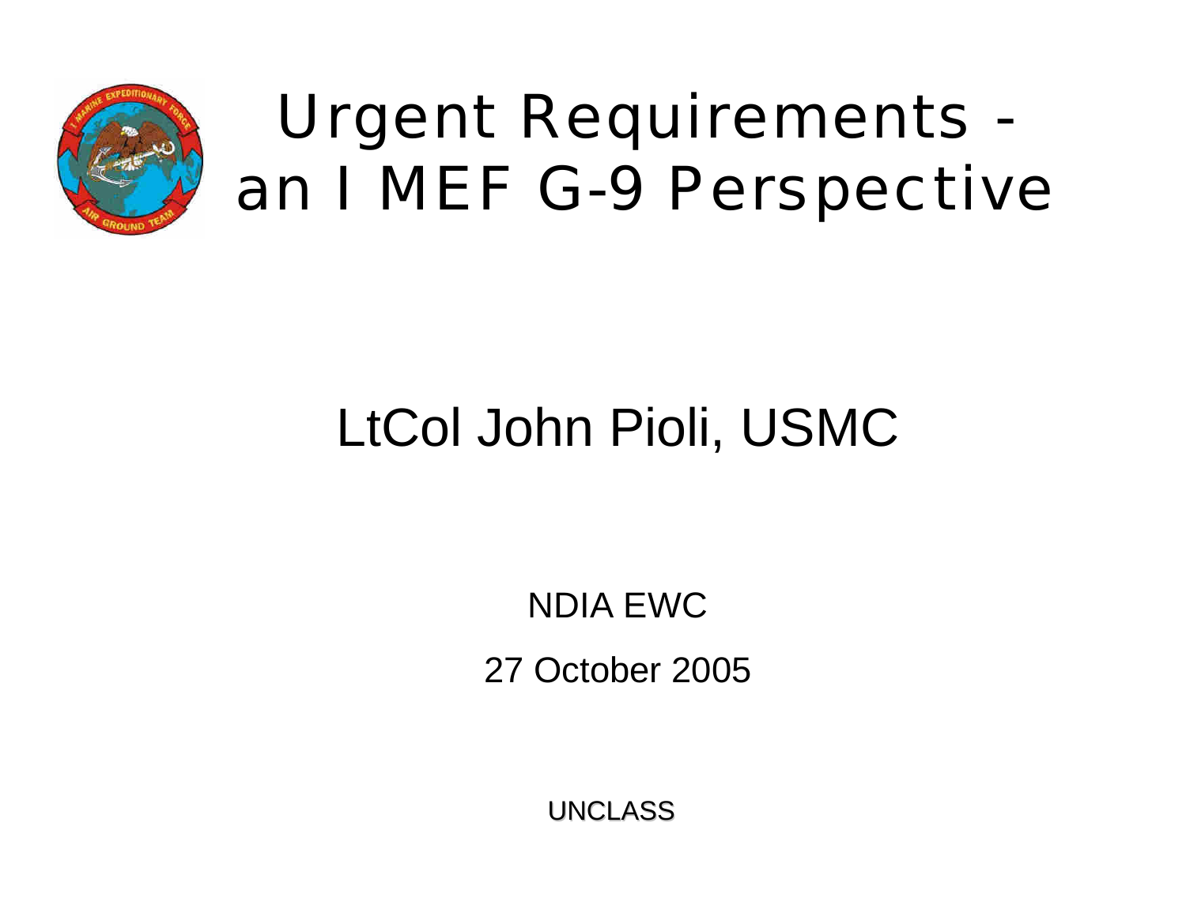# Urgent Requirements - an I MEF G-9 Perspective

LtCol John Pioli, USMC

NDIA EWC

27 October 2005

UNCLASS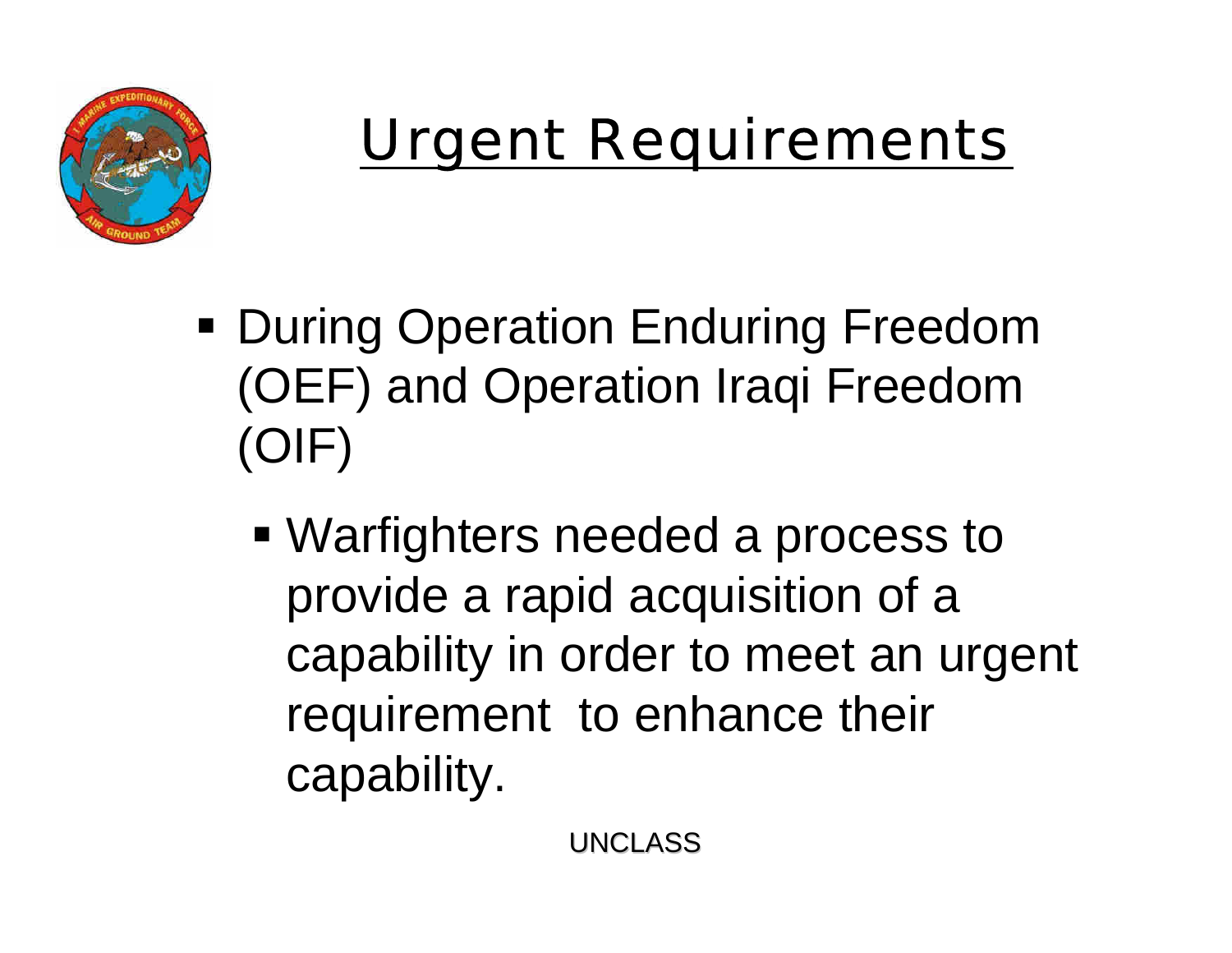# Urgent Requirements

- During Operation Enduring Freedom (OEF) and Operation Iraqi Freedom (OIF)
  - Warfighters needed a process to provide a rapid acquisition of a capability in order to meet an urgent requirement to enhance their capability.

UNCLASS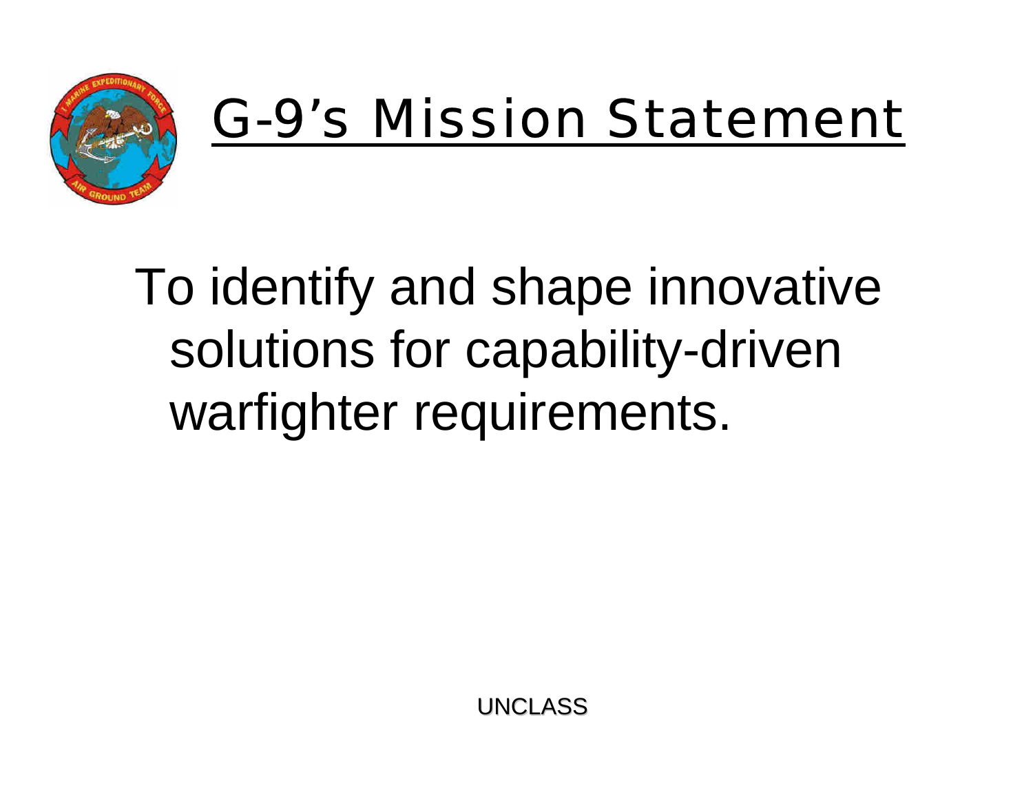# G-9's Mission Statement

To identify and shape innovative solutions for capability-driven warfighter requirements.

UNCLASS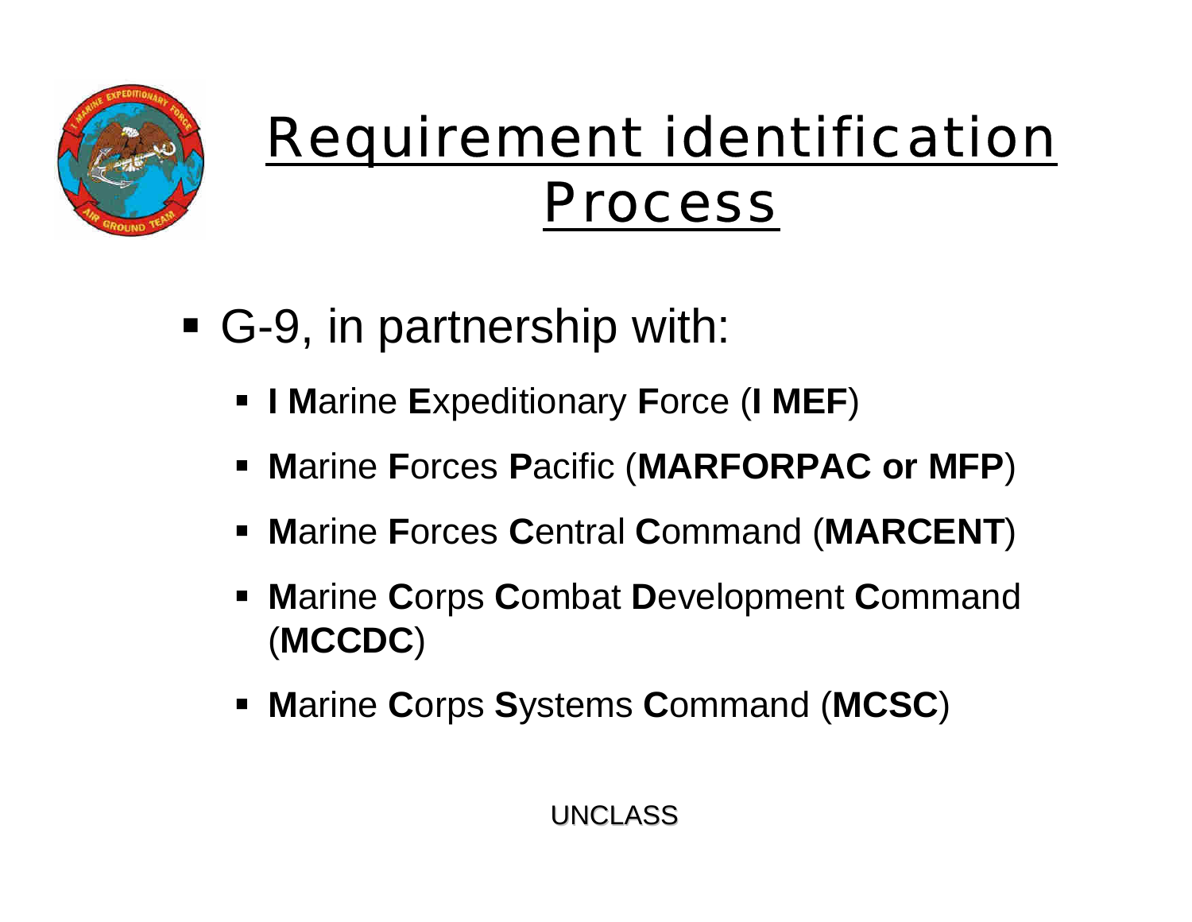# Requirement identification Process

- G-9, in partnership with:
  - **I M**arine **E**xpeditionary **F**orce (**I MEF**)
  - **M**arine **F**orces **P**acific (**MARFORPAC or MFP**)
  - **M**arine **F**orces **C**entral **C**ommand (**MARCENT**)
  - **M**arine **C**orps **C**ombat **D**evelopment **C**ommand (**MCCDC**)
  - **M**arine **C**orps **S**ystems **C**ommand (**MCSC**)

UNCLASS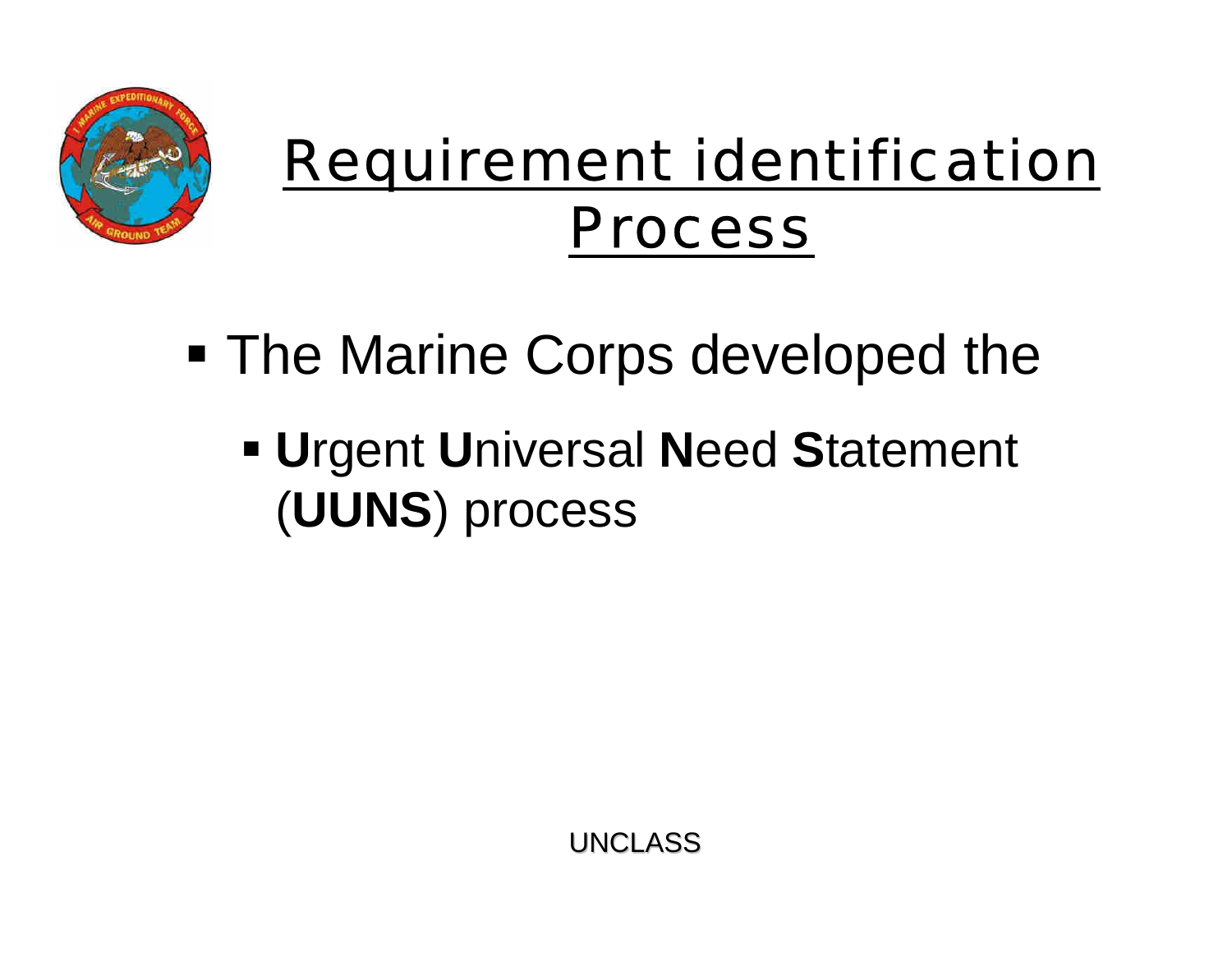# Requirement identification Process

- The Marine Corps developed the
  - **U**rgent **U**niversal **N**eed **S**tatement (**UUNS**) process

UNCLASS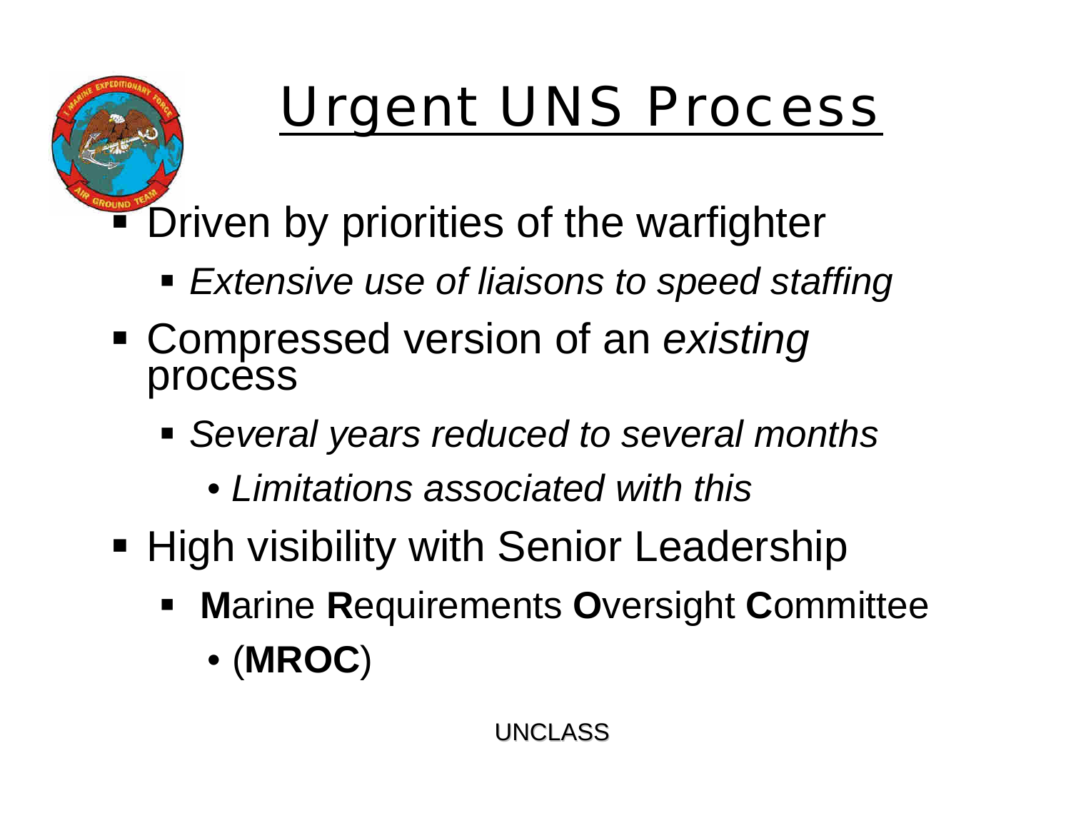# Urgent UNS Process

- Driven by priorities of the warfighter
  - *Extensive use of liaisons to speed staffing*
- Compressed version of an *existing* process
  - *Several years reduced to several months*
    - *Limitations associated with this*
- High visibility with Senior Leadership
  - **M**arine **R**equirements **O**versight **C**ommittee
    - (**MROC**)

UNCLASS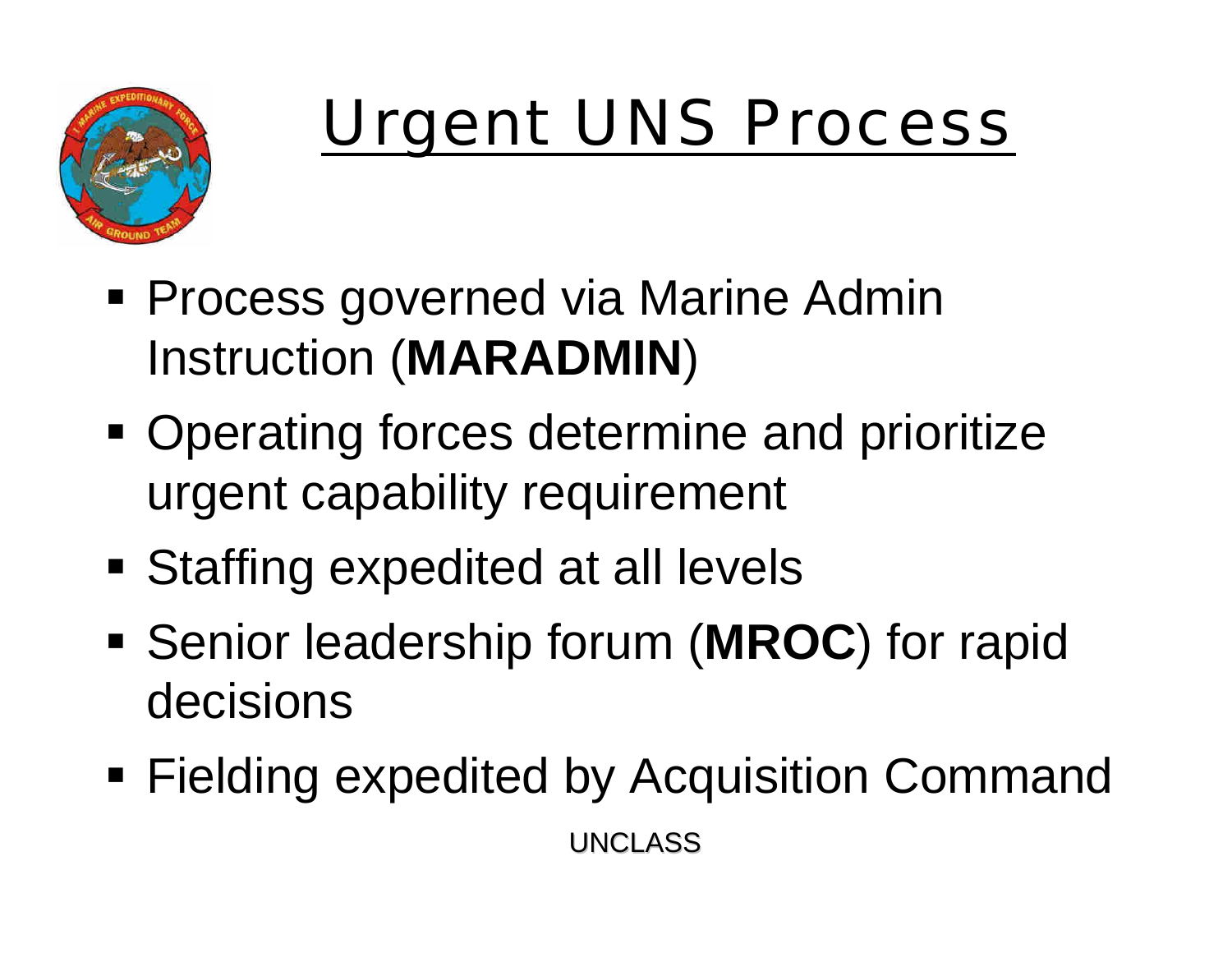# Urgent UNS Process

- Process governed via Marine Admin Instruction (**MARADMIN**)
- Operating forces determine and prioritize urgent capability requirement
- Staffing expedited at all levels
- Senior leadership forum (**MROC**) for rapid decisions
- Fielding expedited by Acquisition Command

UNCLASS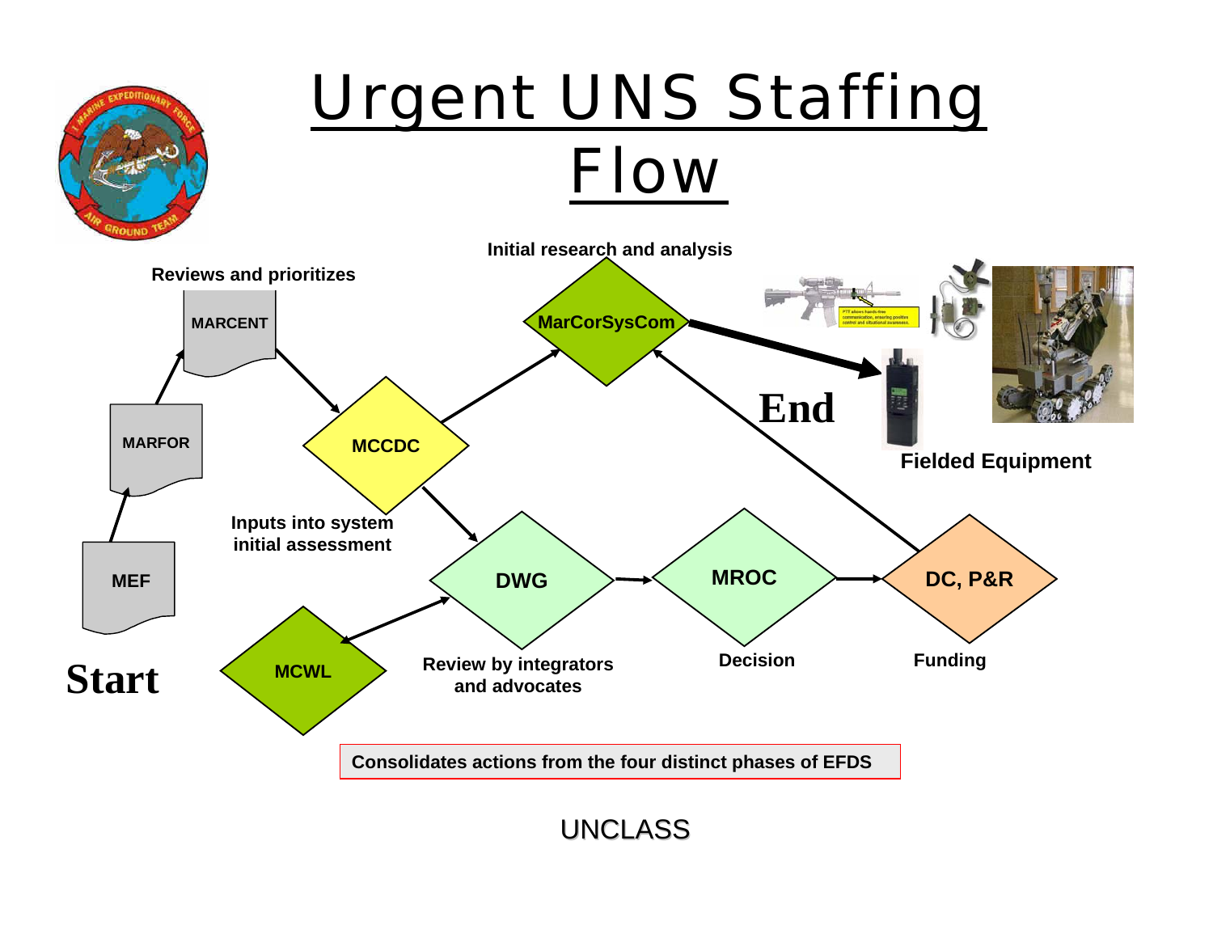# Urgent UNS Staffing Flow

**Start**

MEF

MARFOR

MARCENT — **Reviews and prioritizes**

MCCDC — **Inputs into system initial assessment**

MarCorSysCom — **Initial research and analysis**

MCWL

DWG — **Review by integrators and advocates**

MROC — **Decision**

DC, P&R — **Funding**

**End**

**Fielded Equipment**

**Consolidates actions from the four distinct phases of EFDS**

UNCLASS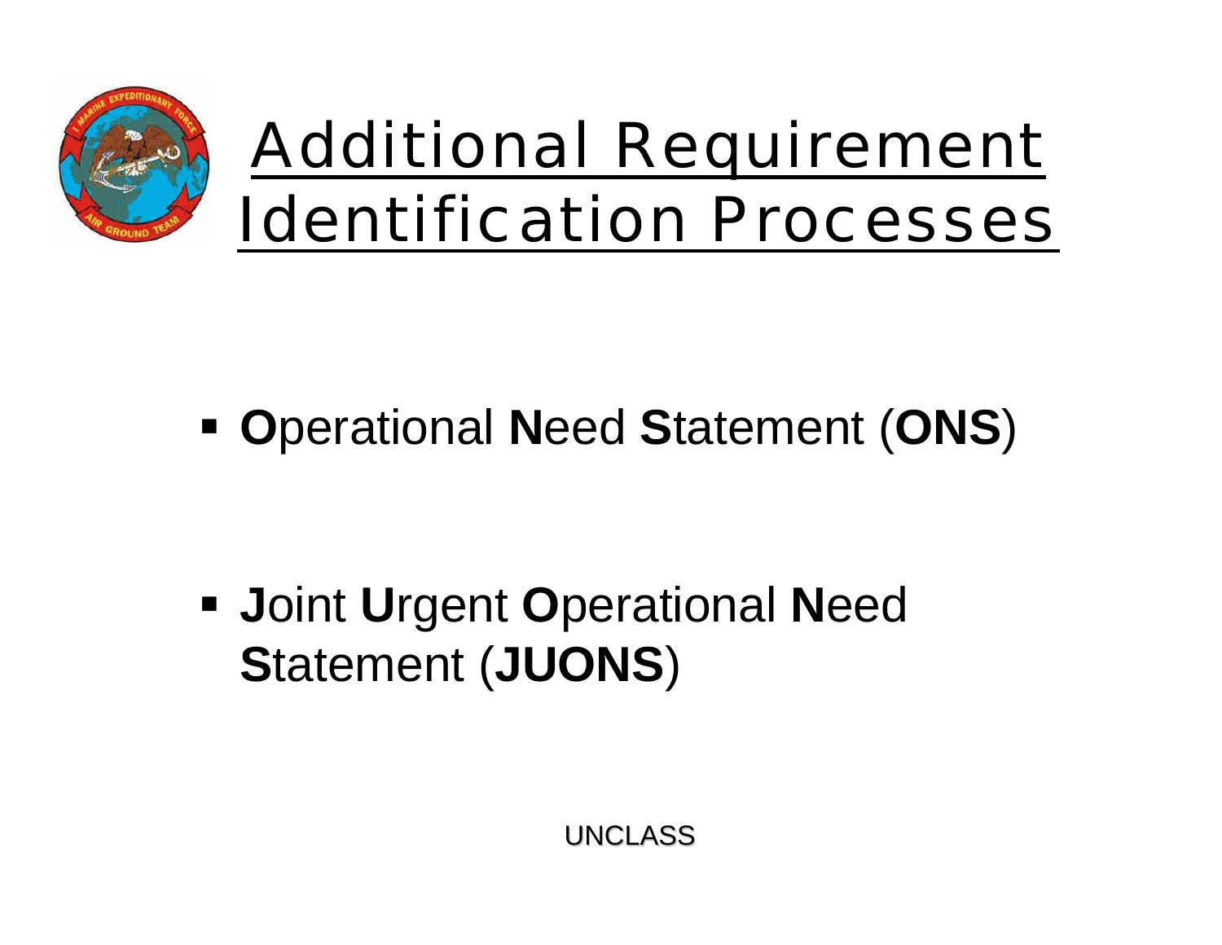# Additional Requirement Identification Processes

- **O**perational **N**eed **S**tatement (**ONS**)

- **J**oint **U**rgent **O**perational **N**eed **S**tatement (**JUONS**)

UNCLASS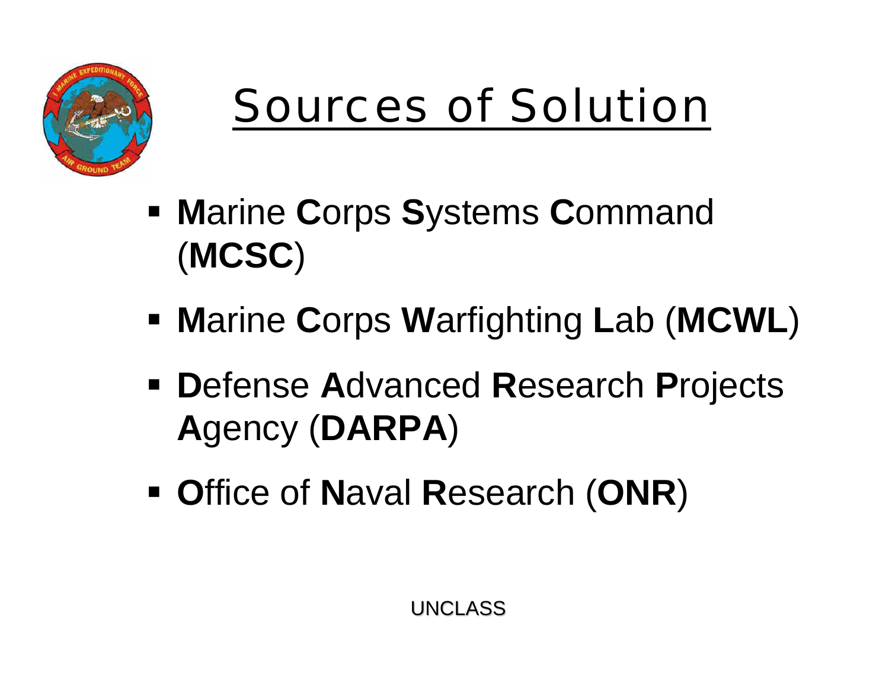# Sources of Solution

- **M**arine **C**orps **S**ystems **C**ommand (**MCSC**)
- **M**arine **C**orps **W**arfighting **L**ab (**MCWL**)
- **D**efense **A**dvanced **R**esearch **P**rojects **A**gency (**DARPA**)
- **O**ffice of **N**aval **R**esearch (**ONR**)

UNCLASS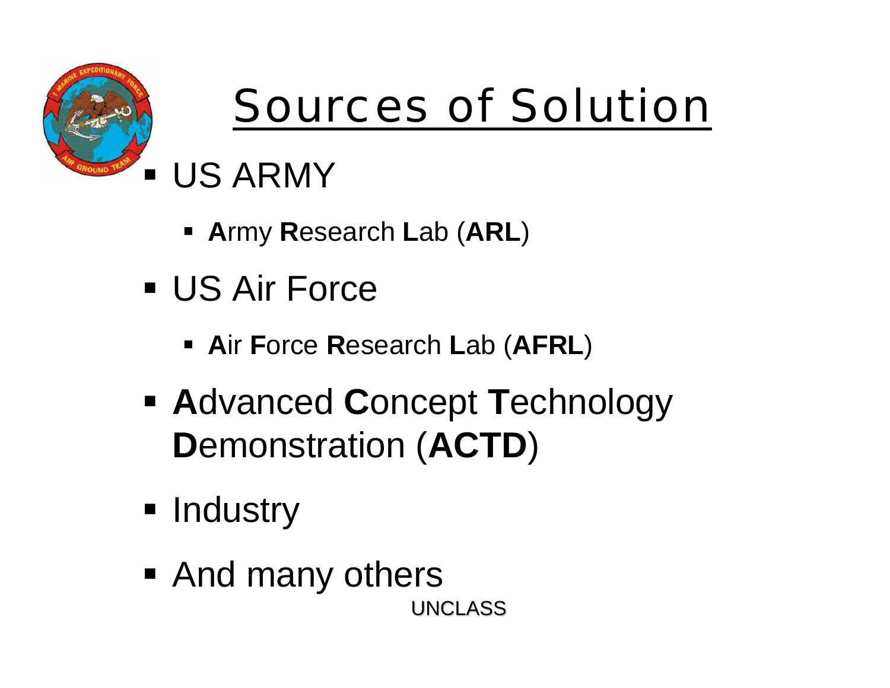# Sources of Solution

- US ARMY
  - **A**rmy **R**esearch **L**ab (**ARL**)
- US Air Force
  - **A**ir **F**orce **R**esearch **L**ab (**AFRL**)
- **A**dvanced **C**oncept **T**echnology **D**emonstration (**ACTD**)
- Industry
- And many others

UNCLASS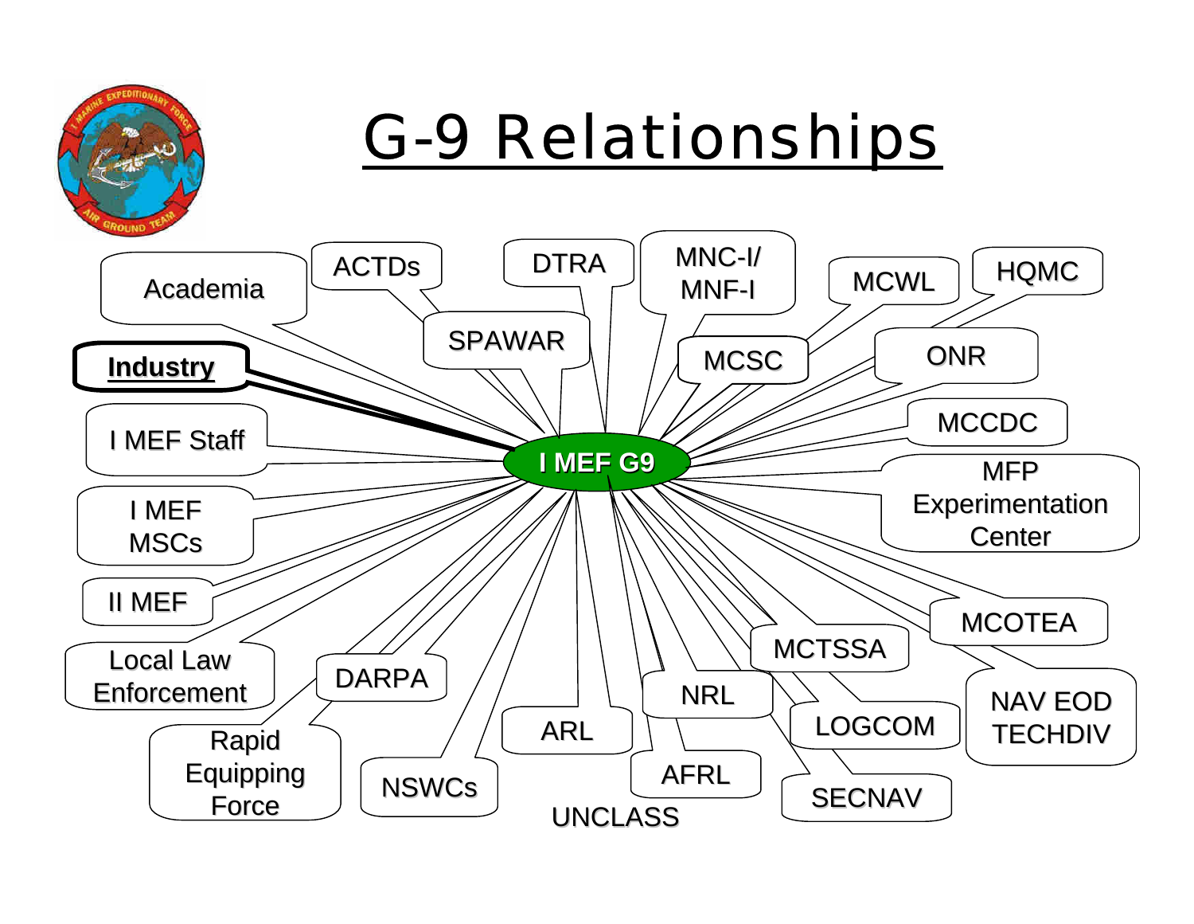# G-9 Relationships

- **I MEF G9**
  - Academia
  - ACTDs
  - DTRA
  - MNC-I/ MNF-I
  - MCWL
  - HQMC
  - SPAWAR
  - **Industry**
  - MCSC
  - ONR
  - MCCDC
  - I MEF Staff
  - MFP Experimentation Center
  - I MEF MSCs
  - II MEF
  - MCOTEA
  - Local Law Enforcement
  - MCTSSA
  - DARPA
  - NRL
  - NAV EOD TECHDIV
  - LOGCOM
  - ARL
  - Rapid Equipping Force
  - AFRL
  - SECNAV
  - NSWCs

UNCLASS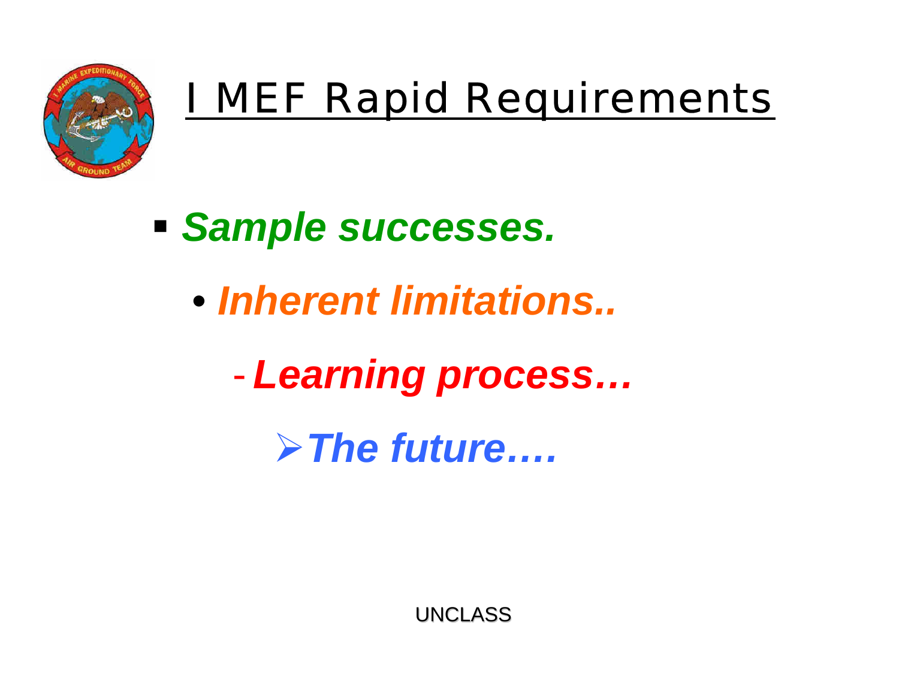# I MEF Rapid Requirements

- ***Sample successes.***
  - ***Inherent limitations..***
    - ***Learning process…***
      - ***The future….***

UNCLASS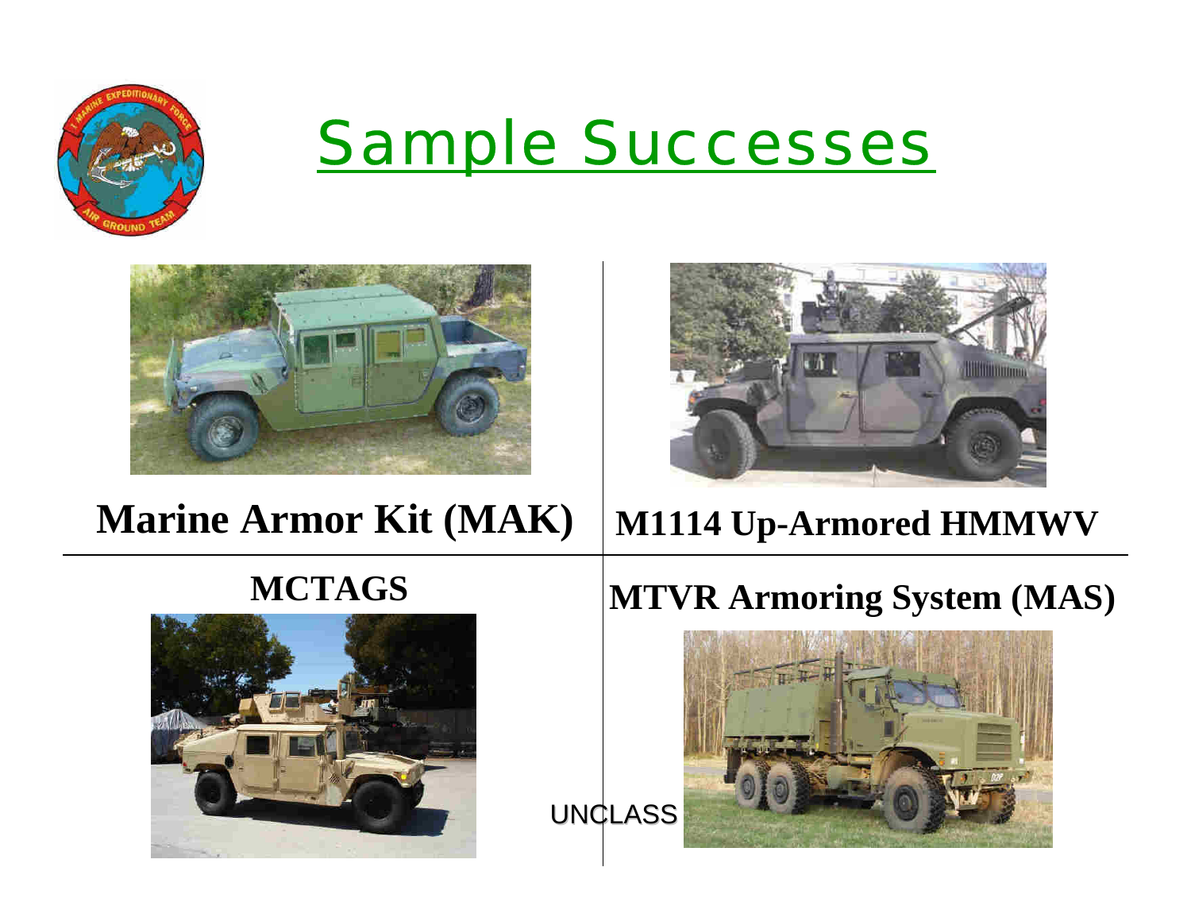# Sample Successes

**Marine Armor Kit (MAK)**

**M1114 Up-Armored HMMWV**

**MCTAGS**

**MTVR Armoring System (MAS)**

UNCLASS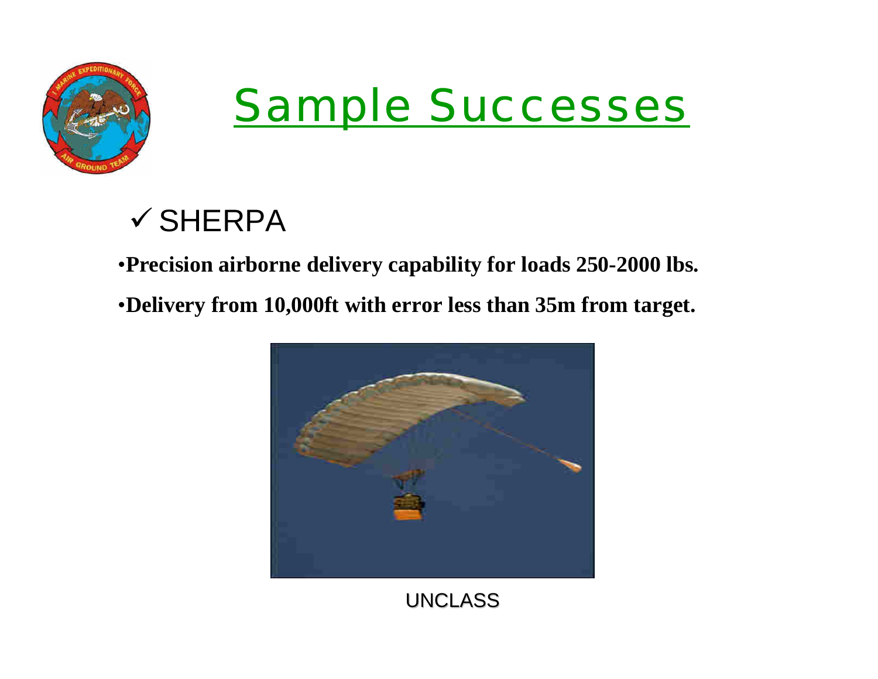# Sample Successes

## ✓ SHERPA

- **Precision airborne delivery capability for loads 250-2000 lbs.**
- **Delivery from 10,000ft with error less than 35m from target.**

UNCLASS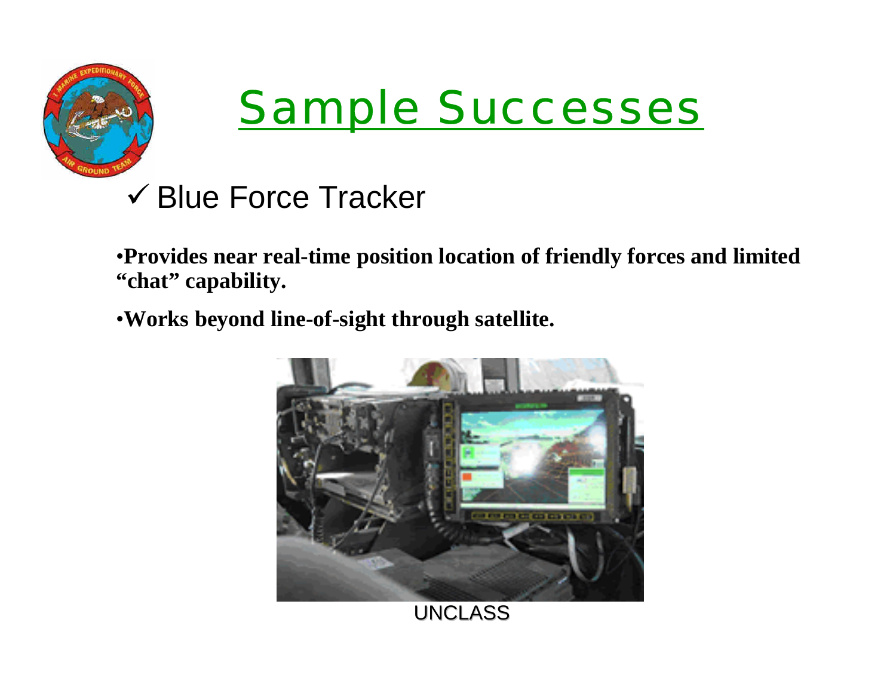# Sample Successes

✓ Blue Force Tracker

- **Provides near real-time position location of friendly forces and limited "chat" capability.**
- **Works beyond line-of-sight through satellite.**

UNCLASS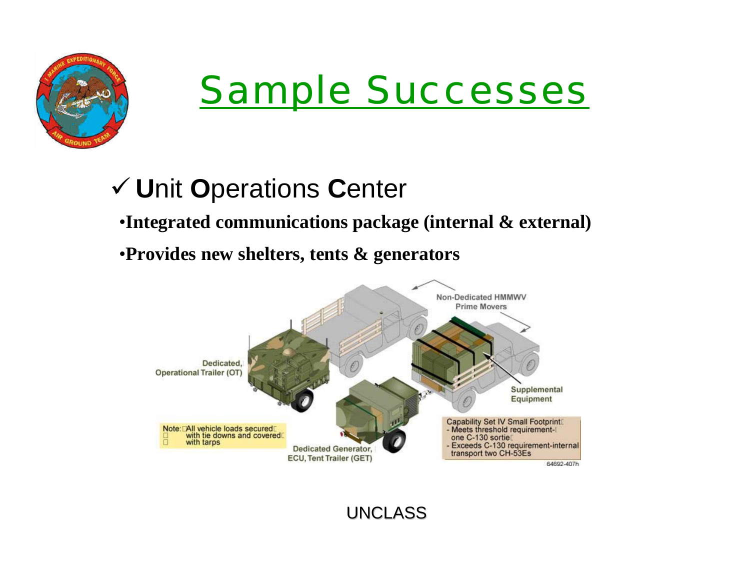# Sample Successes

## ✓ **U**nit **O**perations **C**enter

- **Integrated communications package (internal & external)**
- **Provides new shelters, tents & generators**

Non-Dedicated HMMWV Prime Movers

Dedicated, Operational Trailer (OT)

Supplemental Equipment

Note: All vehicle loads secured with tie downs and covered with tarps

Dedicated Generator, ECU, Tent Trailer (GET)

Capability Set IV Small Footprint
- Meets threshold requirement- one C-130 sortie
- Exceeds C-130 requirement-internal transport two CH-53Es

64692-407h

UNCLASS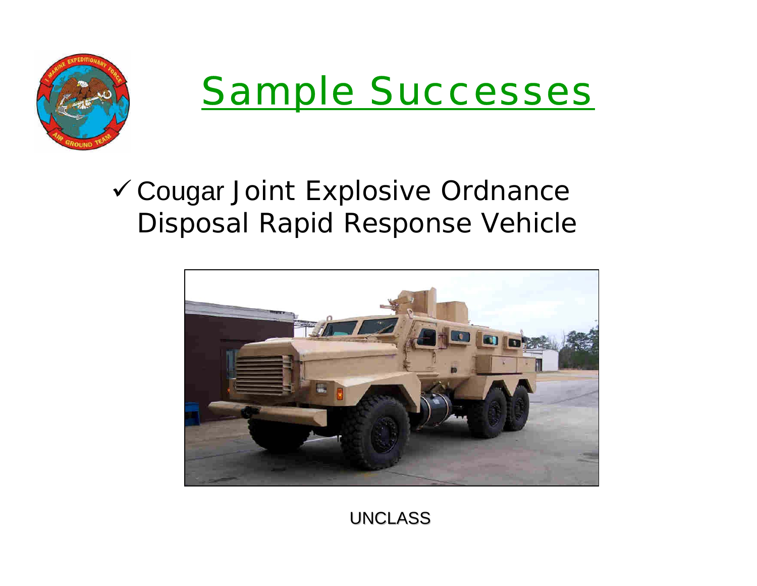# Sample Successes

- ✓ Cougar Joint Explosive Ordnance Disposal Rapid Response Vehicle

UNCLASS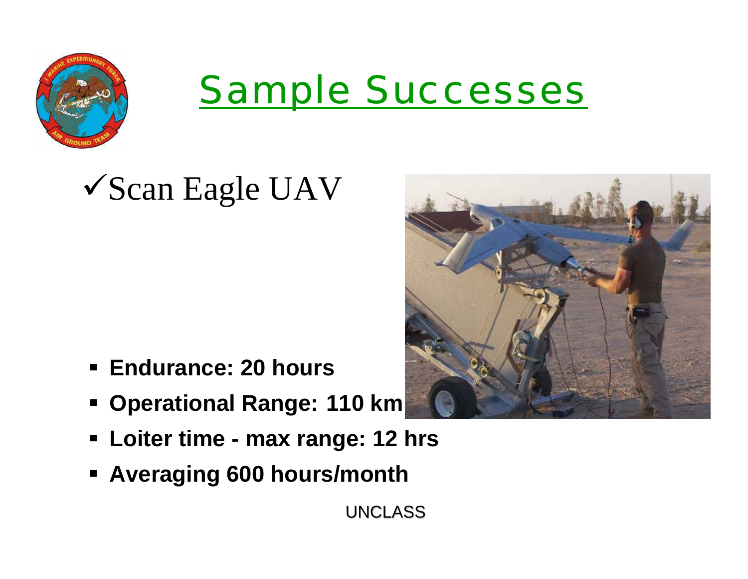# Sample Successes

## ✓Scan Eagle UAV

- **Endurance: 20 hours**
- **Operational Range: 110 km**
- **Loiter time - max range: 12 hrs**
- **Averaging 600 hours/month**

UNCLASS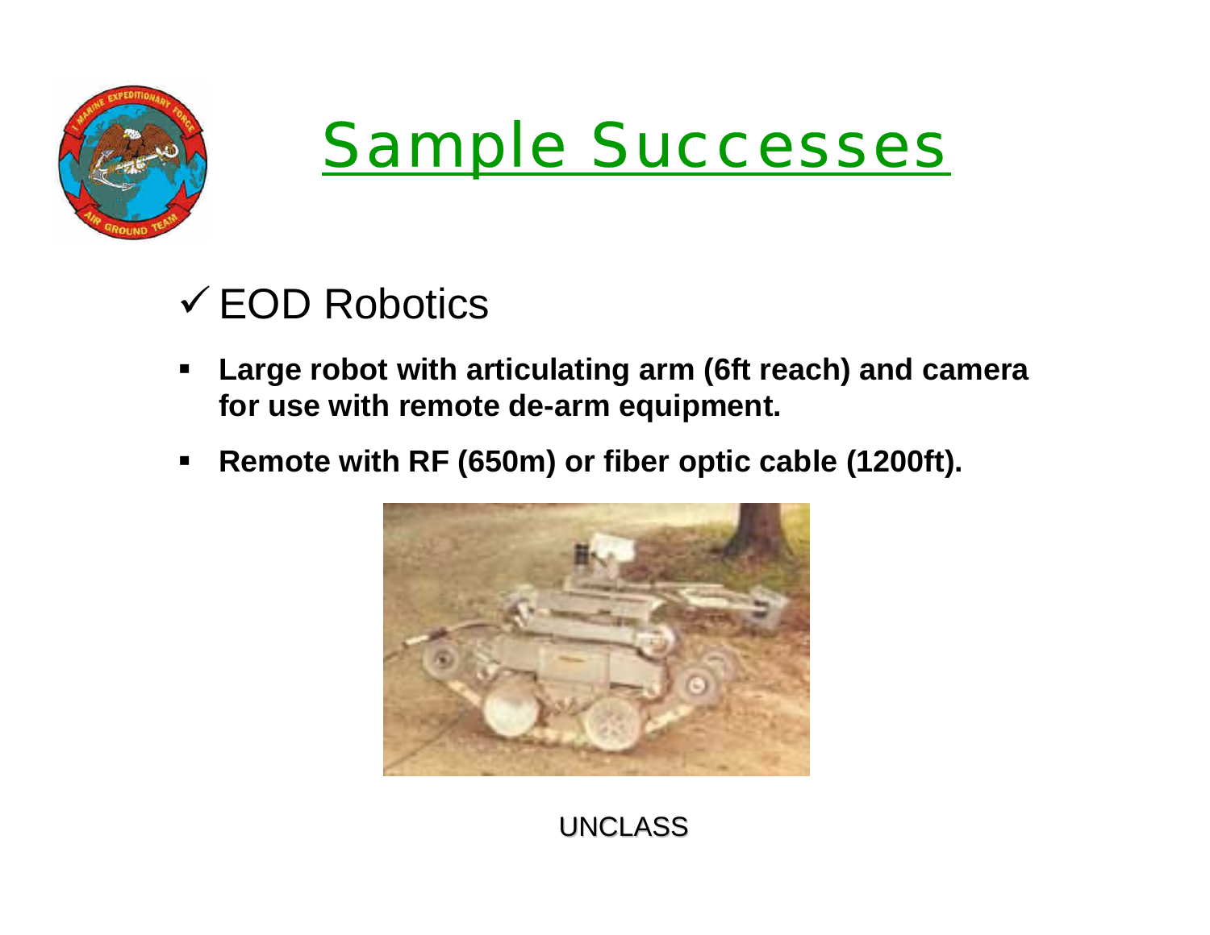# Sample Successes

## ✓ EOD Robotics

- **Large robot with articulating arm (6ft reach) and camera for use with remote de-arm equipment.**
- **Remote with RF (650m) or fiber optic cable (1200ft).**

UNCLASS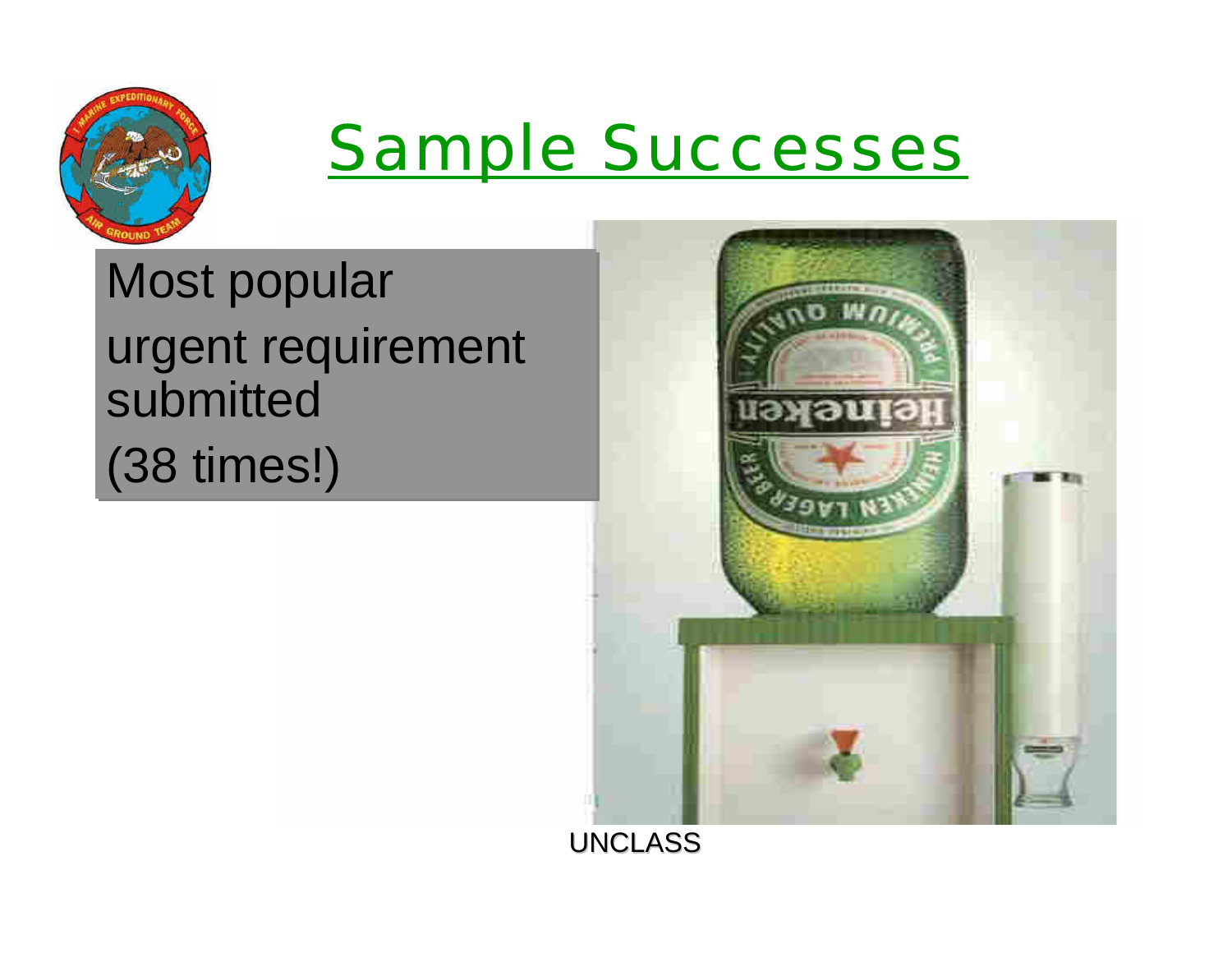# Sample Successes

Most popular urgent requirement submitted (38 times!)

UNCLASS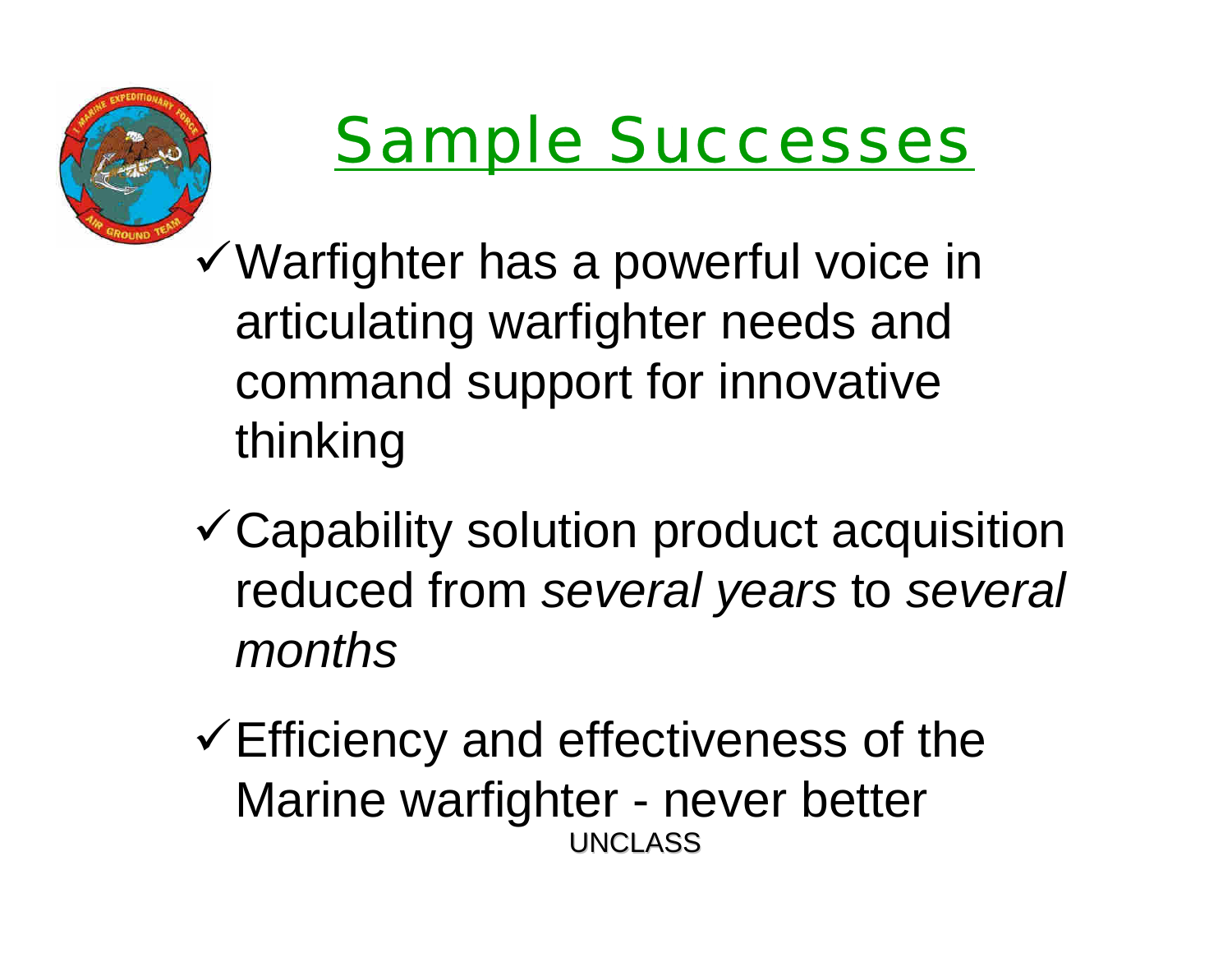# Sample Successes

- ✓ Warfighter has a powerful voice in articulating warfighter needs and command support for innovative thinking
- ✓ Capability solution product acquisition reduced from *several years* to *several months*
- ✓ Efficiency and effectiveness of the Marine warfighter - never better

UNCLASS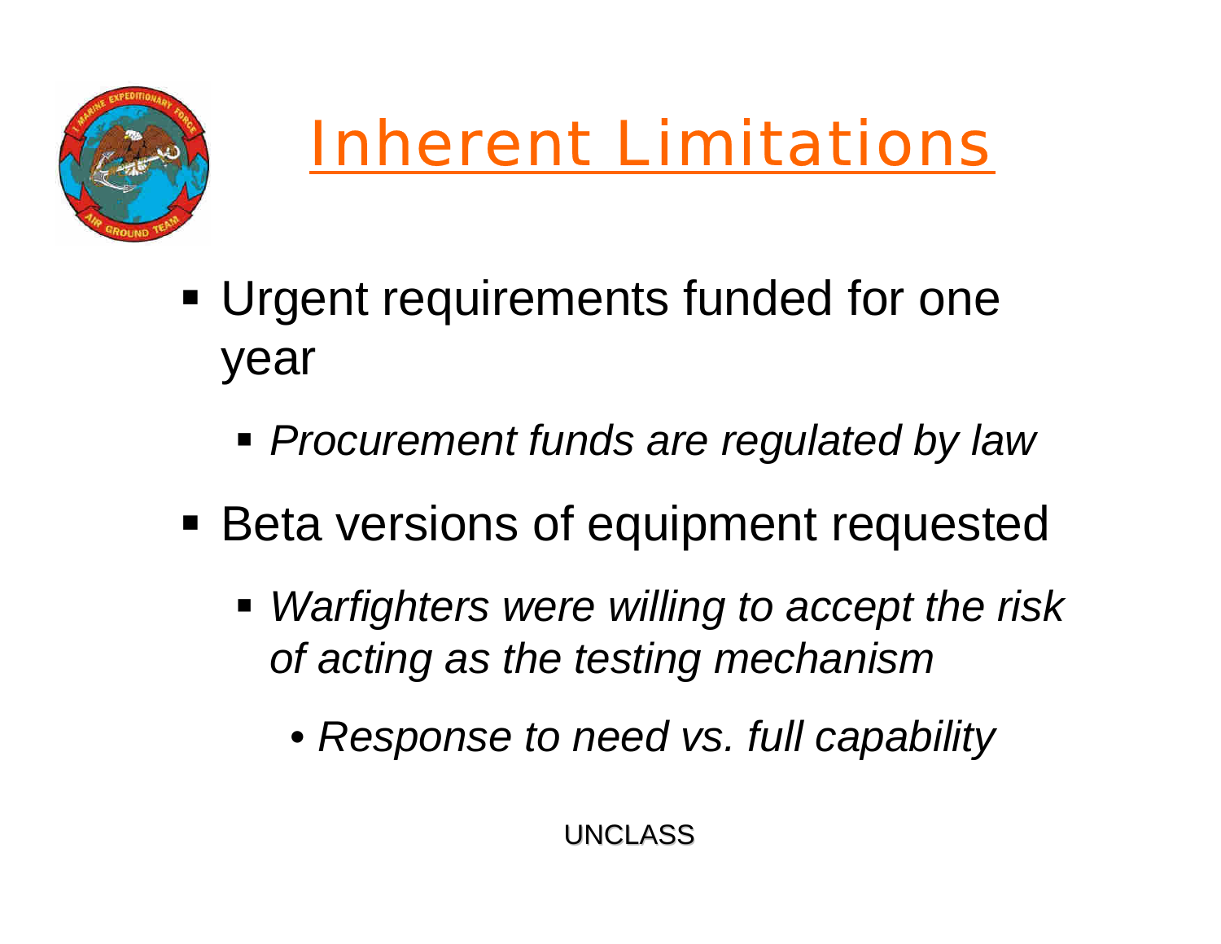# Inherent Limitations

- Urgent requirements funded for one year
  - *Procurement funds are regulated by law*
- Beta versions of equipment requested
  - *Warfighters were willing to accept the risk of acting as the testing mechanism*
    - *Response to need vs. full capability*

UNCLASS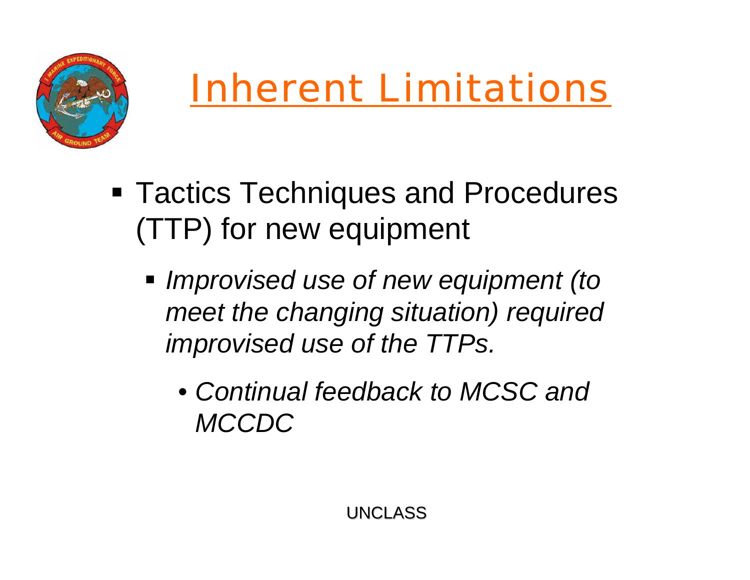# Inherent Limitations

- Tactics Techniques and Procedures (TTP) for new equipment
  - *Improvised use of new equipment (to meet the changing situation) required improvised use of the TTPs.*
    - *Continual feedback to MCSC and MCCDC*

UNCLASS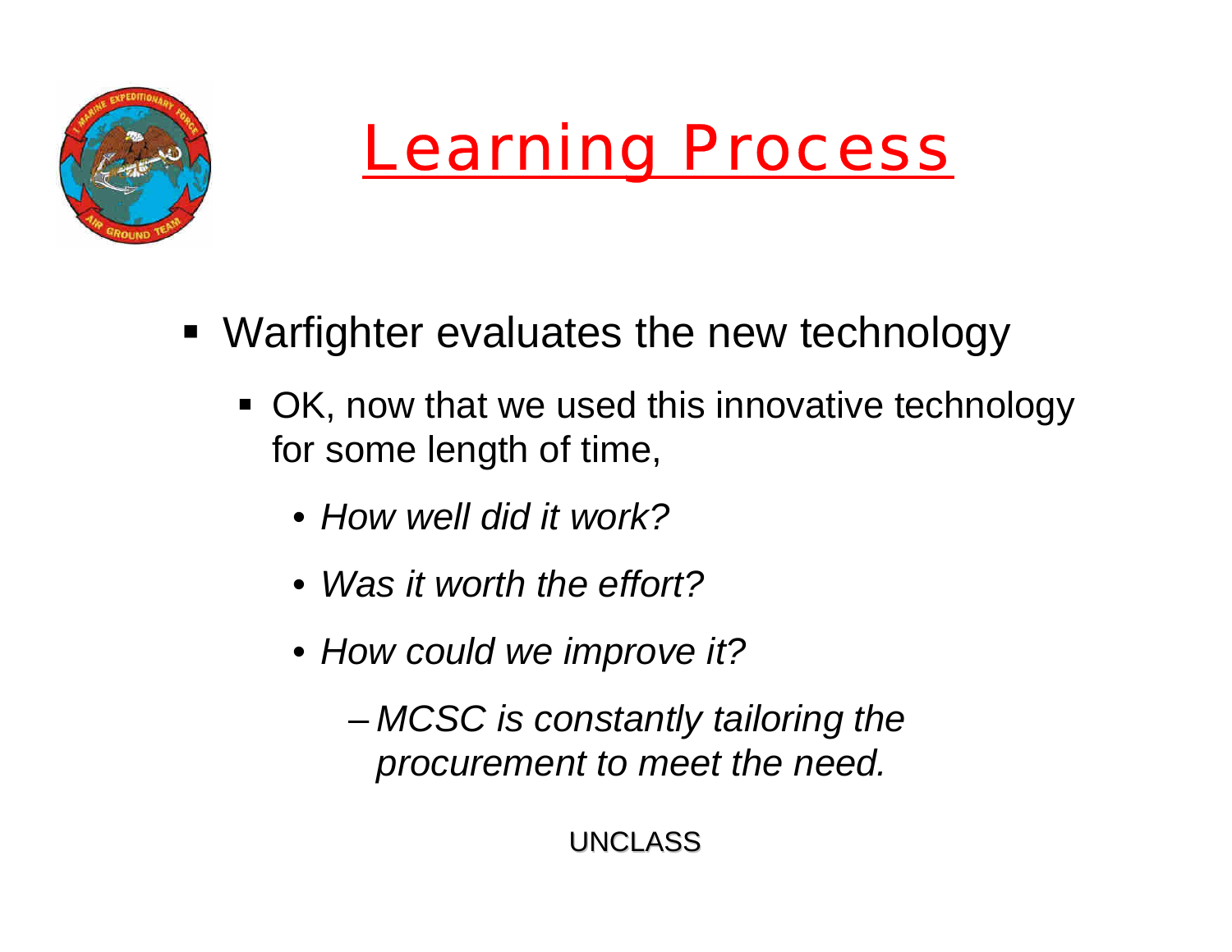# Learning Process

- Warfighter evaluates the new technology
  - OK, now that we used this innovative technology for some length of time,
    - *How well did it work?*
    - *Was it worth the effort?*
    - *How could we improve it?*
      - *MCSC is constantly tailoring the procurement to meet the need.*

UNCLASS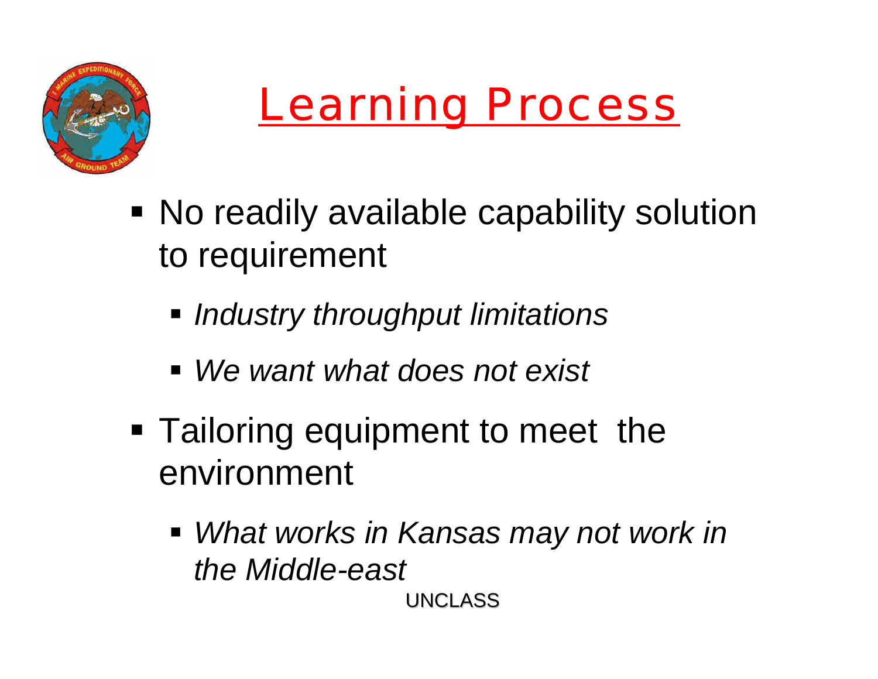# Learning Process

- No readily available capability solution to requirement
  - *Industry throughput limitations*
  - *We want what does not exist*
- Tailoring equipment to meet the environment
  - *What works in Kansas may not work in the Middle-east*

UNCLASS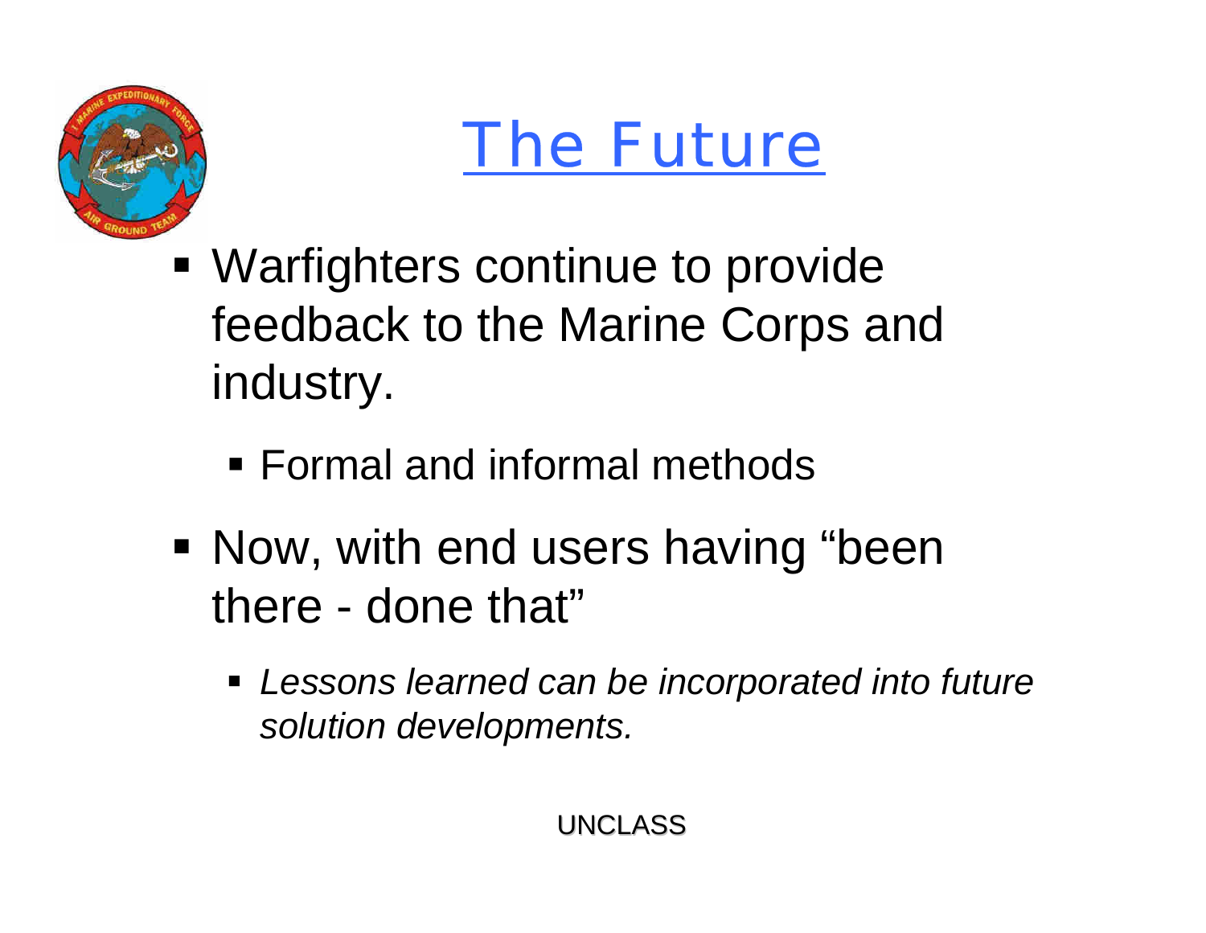# The Future

- Warfighters continue to provide feedback to the Marine Corps and industry.
  - Formal and informal methods
- Now, with end users having “been there - done that”
  - *Lessons learned can be incorporated into future solution developments.*

UNCLASS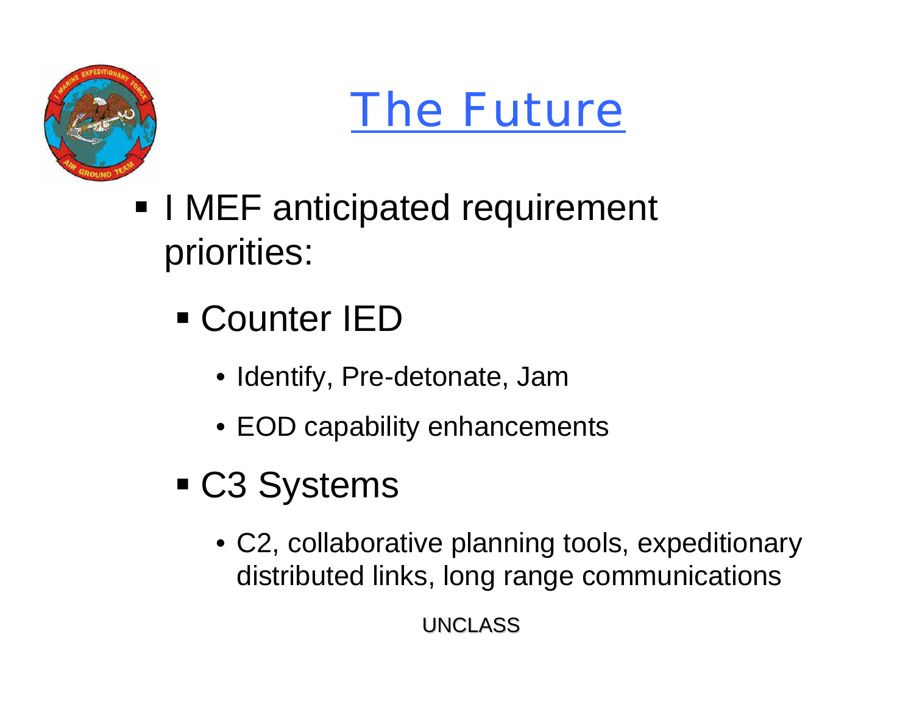# The Future

- I MEF anticipated requirement priorities:
  - Counter IED
    - Identify, Pre-detonate, Jam
    - EOD capability enhancements
  - C3 Systems
    - C2, collaborative planning tools, expeditionary distributed links, long range communications

UNCLASS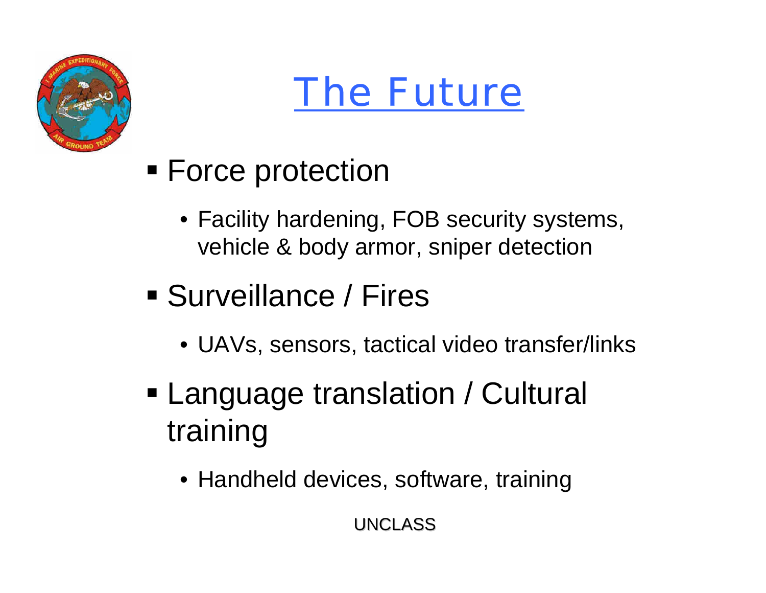# The Future

- Force protection
  - Facility hardening, FOB security systems, vehicle & body armor, sniper detection
- Surveillance / Fires
  - UAVs, sensors, tactical video transfer/links
- Language translation / Cultural training
  - Handheld devices, software, training

UNCLASS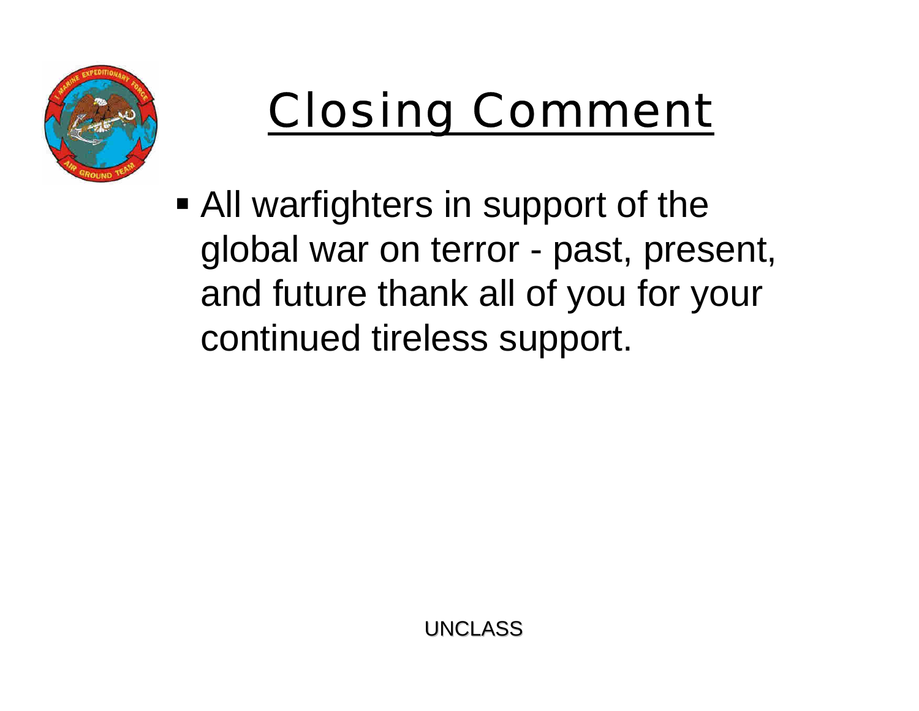# Closing Comment

- All warfighters in support of the global war on terror - past, present, and future thank all of you for your continued tireless support.

UNCLASS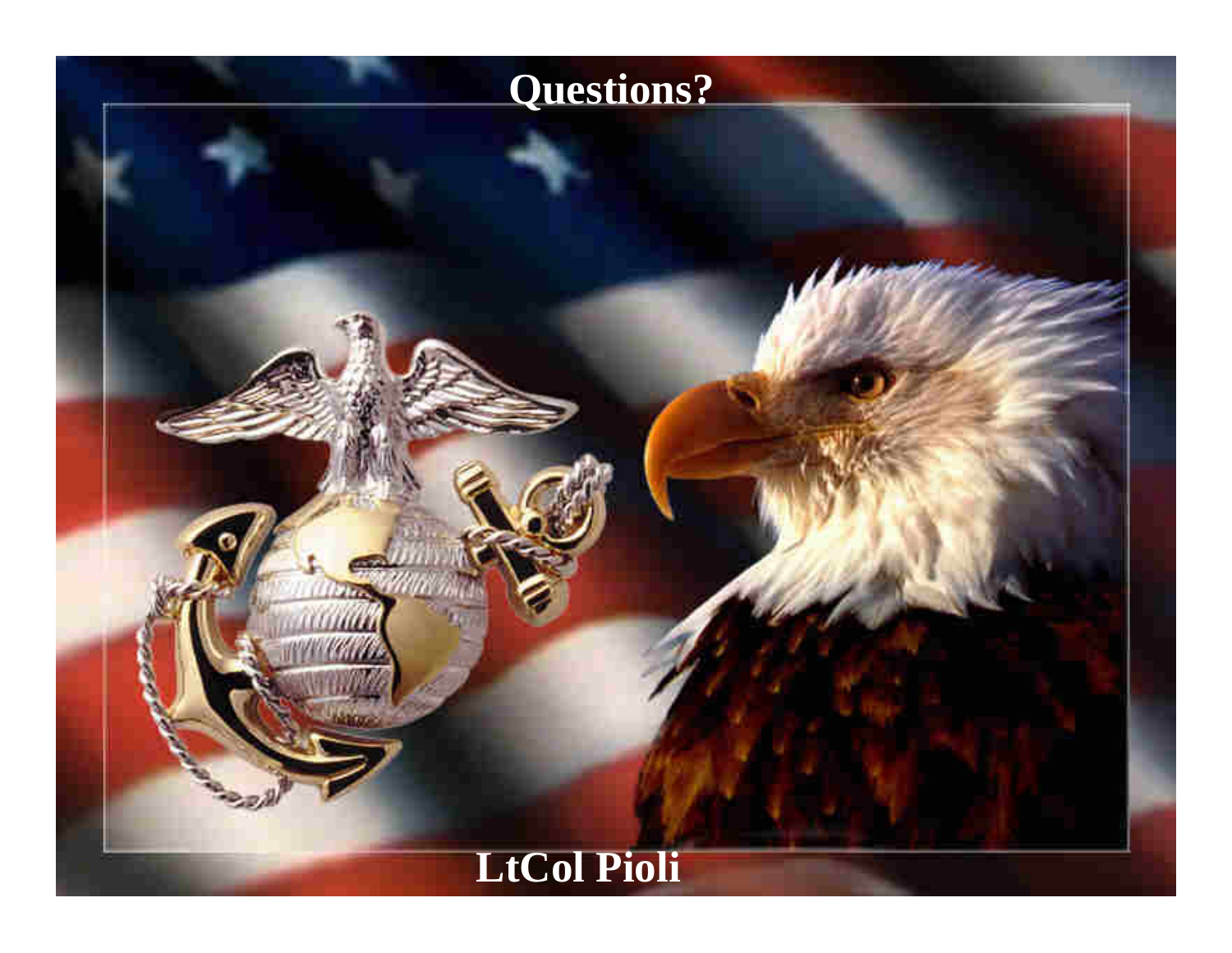# Questions?

**LtCol Pioli**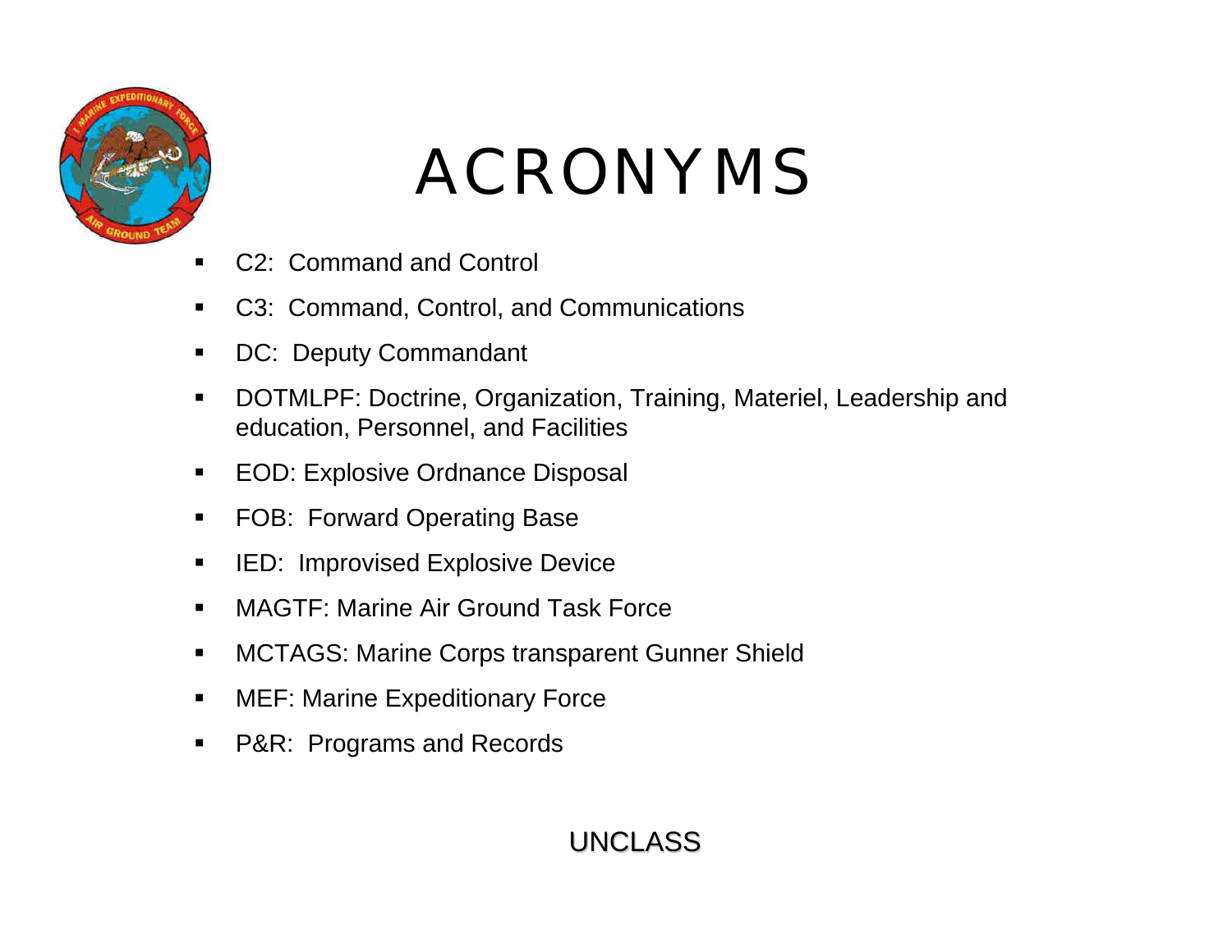# ACRONYMS

- C2: Command and Control
- C3: Command, Control, and Communications
- DC: Deputy Commandant
- DOTMLPF: Doctrine, Organization, Training, Materiel, Leadership and education, Personnel, and Facilities
- EOD: Explosive Ordnance Disposal
- FOB: Forward Operating Base
- IED: Improvised Explosive Device
- MAGTF: Marine Air Ground Task Force
- MCTAGS: Marine Corps transparent Gunner Shield
- MEF: Marine Expeditionary Force
- P&R: Programs and Records

UNCLASS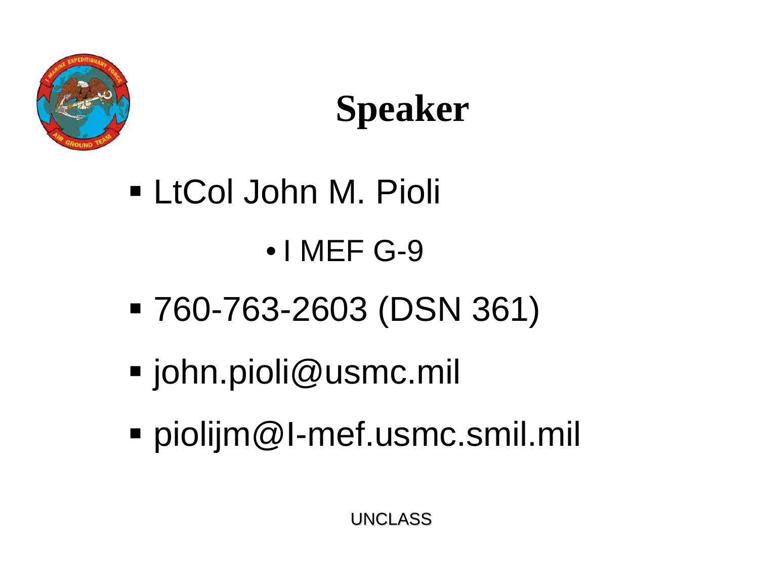# Speaker

- LtCol John M. Pioli
  - I MEF G-9
- 760-763-2603 (DSN 361)
- john.pioli@usmc.mil
- piolijm@I-mef.usmc.smil.mil

UNCLASS